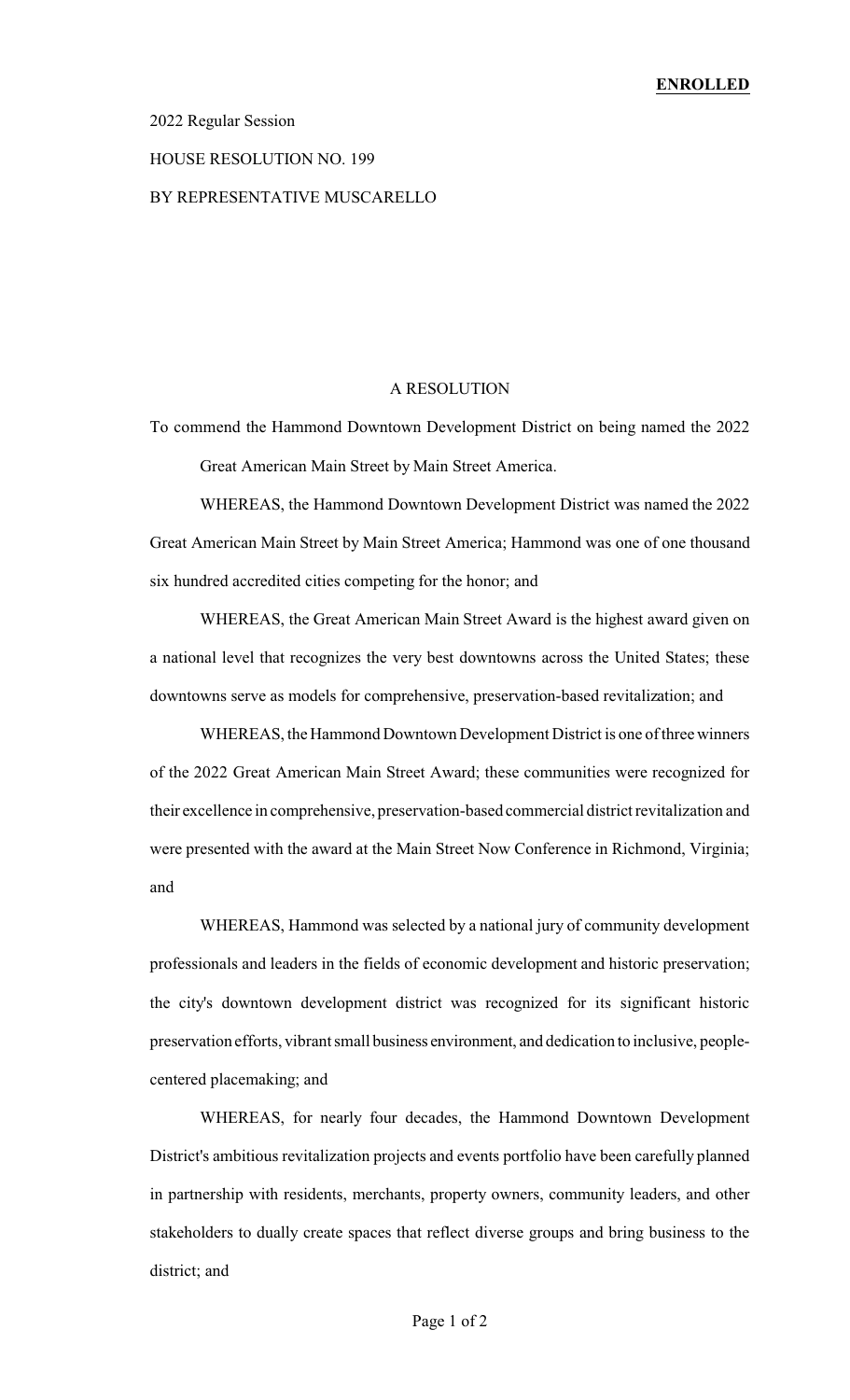**ENROLLED**

2022 Regular Session

HOUSE RESOLUTION NO. 199

BY REPRESENTATIVE MUSCARELLO

A RESOLUTION

To commend the Hammond Downtown Development District on being named the 2022 Great American Main Street by Main Street America.

WHEREAS, the Hammond Downtown Development District was named the 2022 Great American Main Street by Main Street America; Hammond was one of one thousand six hundred accredited cities competing for the honor; and

WHEREAS, the Great American Main Street Award is the highest award given on a national level that recognizes the very best downtowns across the United States; these downtowns serve as models for comprehensive, preservation-based revitalization; and

WHEREAS, the Hammond Downtown Development District is one of three winners of the 2022 Great American Main Street Award; these communities were recognized for their excellence in comprehensive, preservation-based commercial district revitalization and were presented with the award at the Main Street Now Conference in Richmond, Virginia; and

WHEREAS, Hammond was selected by a national jury of community development professionals and leaders in the fields of economic development and historic preservation; the city's downtown development district was recognized for its significant historic preservation efforts, vibrant small business environment, and dedication to inclusive, people-centered placemaking; and

WHEREAS, for nearly four decades, the Hammond Downtown Development District's ambitious revitalization projects and events portfolio have been carefully planned in partnership with residents, merchants, property owners, community leaders, and other stakeholders to dually create spaces that reflect diverse groups and bring business to the district; and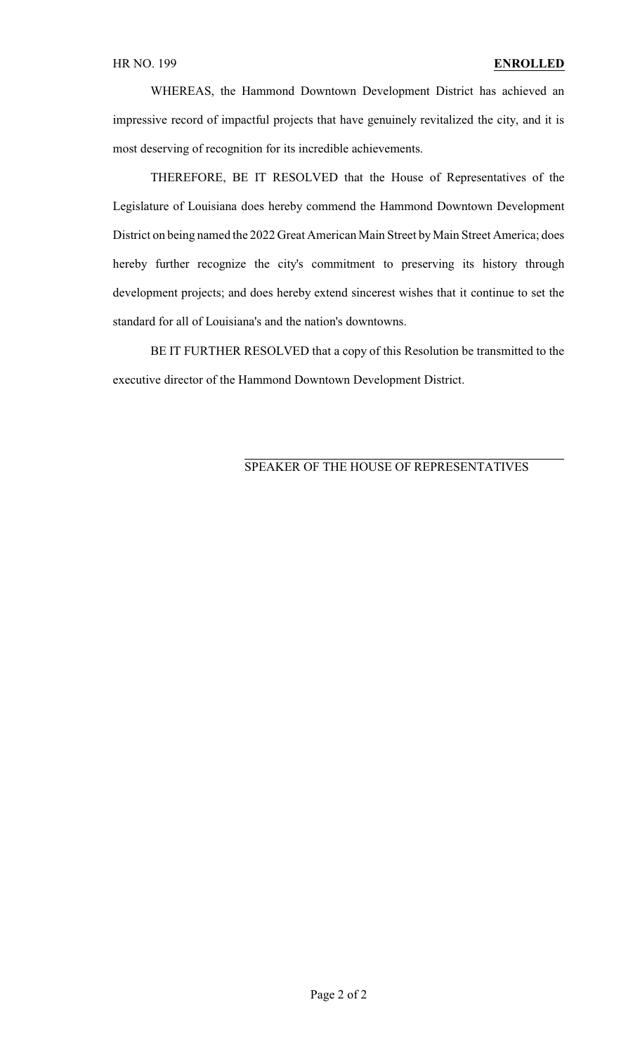WHEREAS, the Hammond Downtown Development District has achieved an impressive record of impactful projects that have genuinely revitalized the city, and it is most deserving of recognition for its incredible achievements.

THEREFORE, BE IT RESOLVED that the House of Representatives of the Legislature of Louisiana does hereby commend the Hammond Downtown Development District on being named the 2022 Great American Main Street by Main Street America; does hereby further recognize the city's commitment to preserving its history through development projects; and does hereby extend sincerest wishes that it continue to set the standard for all of Louisiana's and the nation's downtowns.

BE IT FURTHER RESOLVED that a copy of this Resolution be transmitted to the executive director of the Hammond Downtown Development District.

SPEAKER OF THE HOUSE OF REPRESENTATIVES